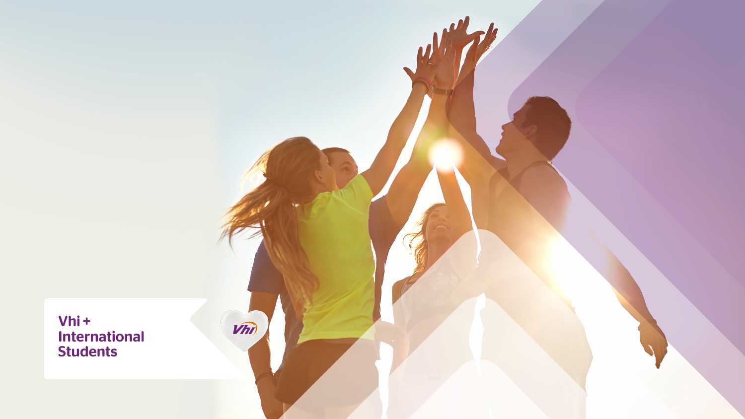# Vhi + International Students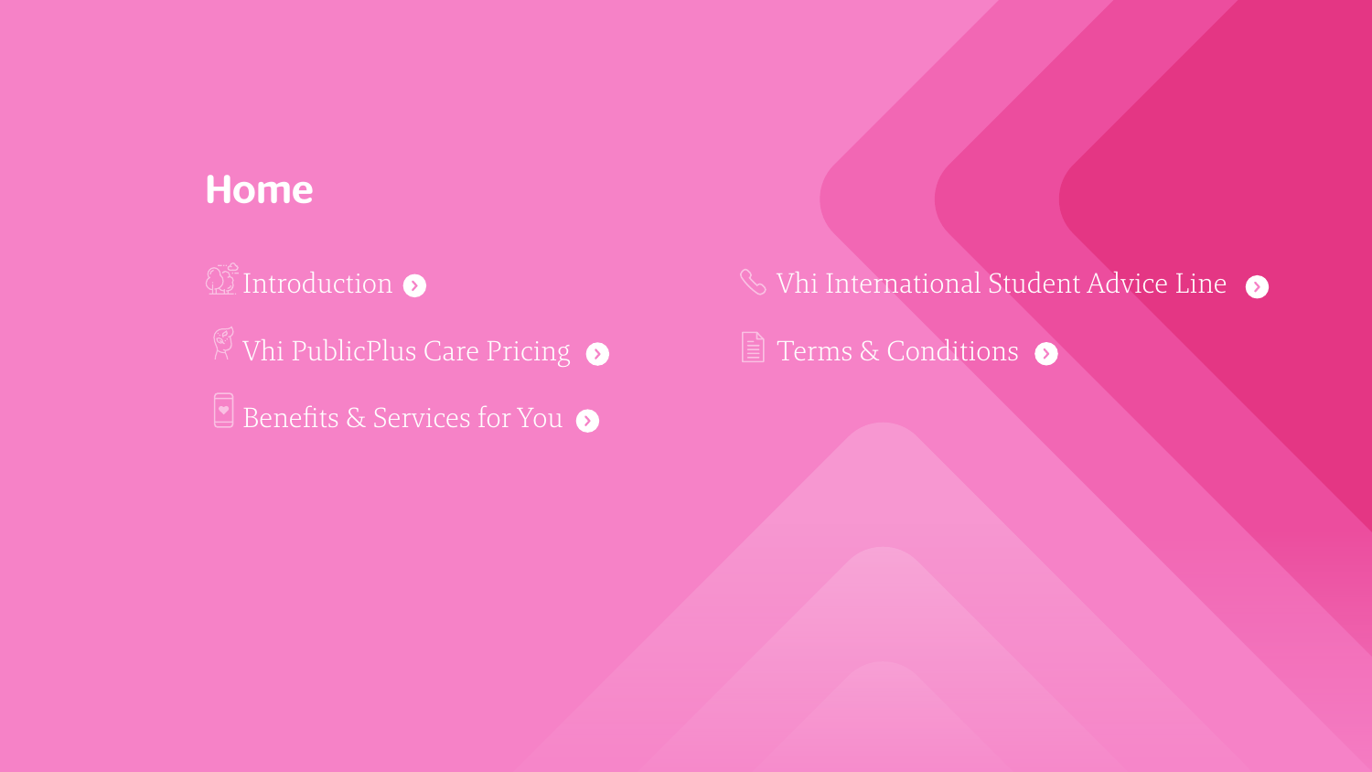# Home

- Introduction
- Vhi PublicPlus Care Pricing
- Benefits & Services for You
- Vhi International Student Advice Line
- Terms & Conditions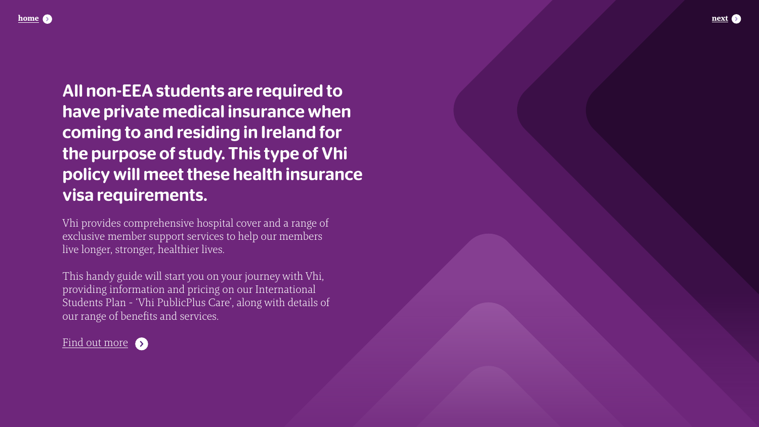home

next

# All non-EEA students are required to have private medical insurance when coming to and residing in Ireland for the purpose of study. This type of Vhi policy will meet these health insurance visa requirements.

Vhi provides comprehensive hospital cover and a range of exclusive member support services to help our members live longer, stronger, healthier lives.

This handy guide will start you on your journey with Vhi, providing information and pricing on our International Students Plan - 'Vhi PublicPlus Care', along with details of our range of benefits and services.

Find out more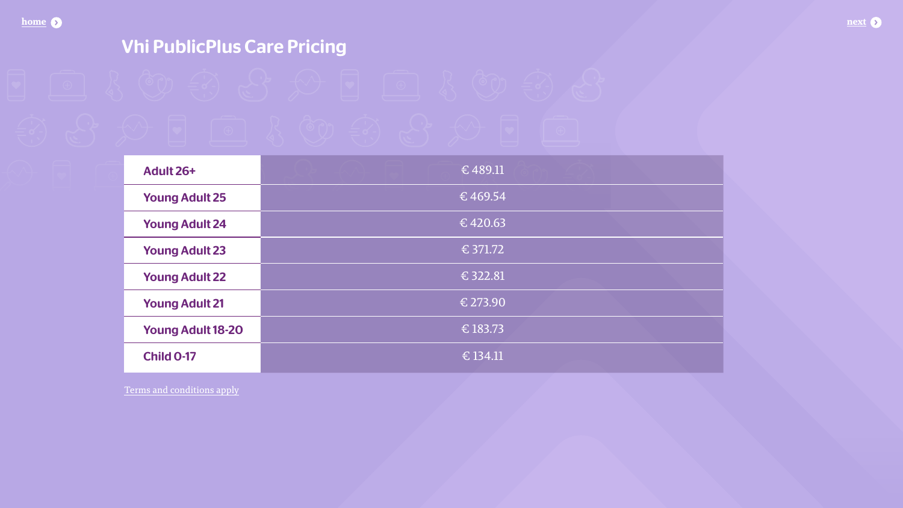home

next

# Vhi PublicPlus Care Pricing

| | |
|---|---|
| Adult 26+ | € 489.11 |
| Young Adult 25 | € 469.54 |
| Young Adult 24 | € 420.63 |
| Young Adult 23 | € 371.72 |
| Young Adult 22 | € 322.81 |
| Young Adult 21 | € 273.90 |
| Young Adult 18-20 | € 183.73 |
| Child 0-17 | € 134.11 |

Terms and conditions apply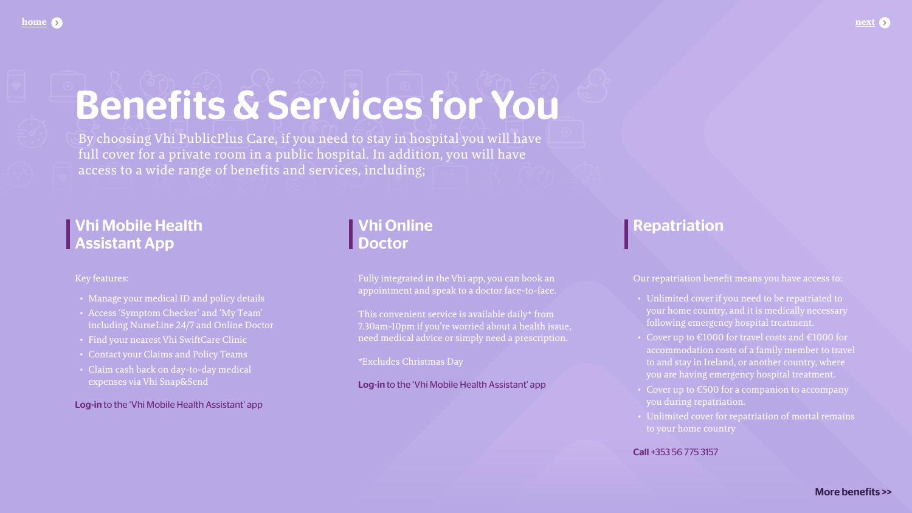home

next

# Benefits & Services for You

By choosing Vhi PublicPlus Care, if you need to stay in hospital you will have full cover for a private room in a public hospital. In addition, you will have access to a wide range of benefits and services, including;

## Vhi Mobile Health Assistant App

Key features:

- Manage your medical ID and policy details
- Access 'Symptom Checker' and 'My Team' including NurseLine 24/7 and Online Doctor
- Find your nearest Vhi SwiftCare Clinic
- Contact your Claims and Policy Teams
- Claim cash back on day-to-day medical expenses via Vhi Snap&Send

**Log-in** to the 'Vhi Mobile Health Assistant' app

## Vhi Online Doctor

Fully integrated in the Vhi app, you can book an appointment and speak to a doctor face-to-face.

This convenient service is available daily* from 7.30am-10pm if you're worried about a health issue, need medical advice or simply need a prescription.

*Excludes Christmas Day

**Log-in** to the 'Vhi Mobile Health Assistant' app

## Repatriation

Our repatriation benefit means you have access to:

- Unlimited cover if you need to be repatriated to your home country, and it is medically necessary following emergency hospital treatment.
- Cover up to €1000 for travel costs and €1000 for accommodation costs of a family member to travel to and stay in Ireland, or another country, where you are having emergency hospital treatment.
- Cover up to €500 for a companion to accompany you during repatriation.
- Unlimited cover for repatriation of mortal remains to your home country

**Call** +353 56 775 3157

**More benefits >>**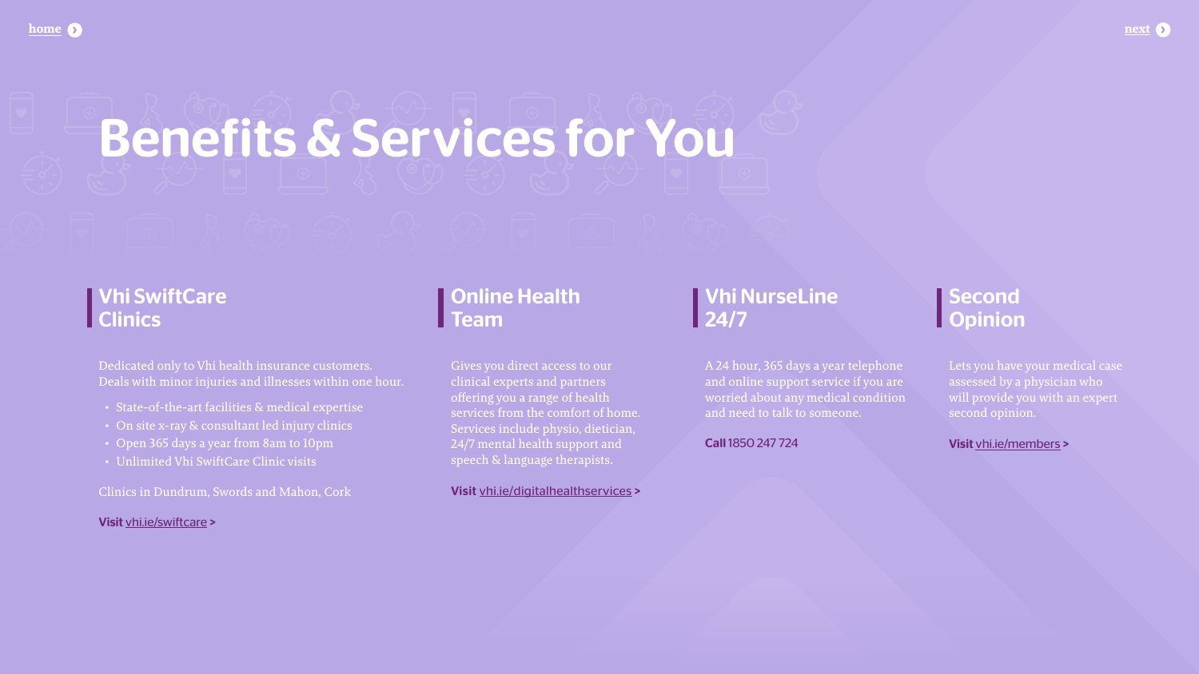# Benefits & Services for You

## Vhi SwiftCare Clinics

Dedicated only to Vhi health insurance customers. Deals with minor injuries and illnesses within one hour.

- State-of-the-art facilities & medical expertise
- On site x-ray & consultant led injury clinics
- Open 365 days a year from 8am to 10pm
- Unlimited Vhi SwiftCare Clinic visits

Clinics in Dundrum, Swords and Mahon, Cork

**Visit** vhi.ie/swiftcare >

## Online Health Team

Gives you direct access to our clinical experts and partners offering you a range of health services from the comfort of home. Services include physio, dietician, 24/7 mental health support and speech & language therapists.

**Visit** vhi.ie/digitalhealthservices >

## Vhi NurseLine 24/7

A 24 hour, 365 days a year telephone and online support service if you are worried about any medical condition and need to talk to someone.

**Call** 1850 247 724

## Second Opinion

Lets you have your medical case assessed by a physician who will provide you with an expert second opinion.

**Visit** vhi.ie/members >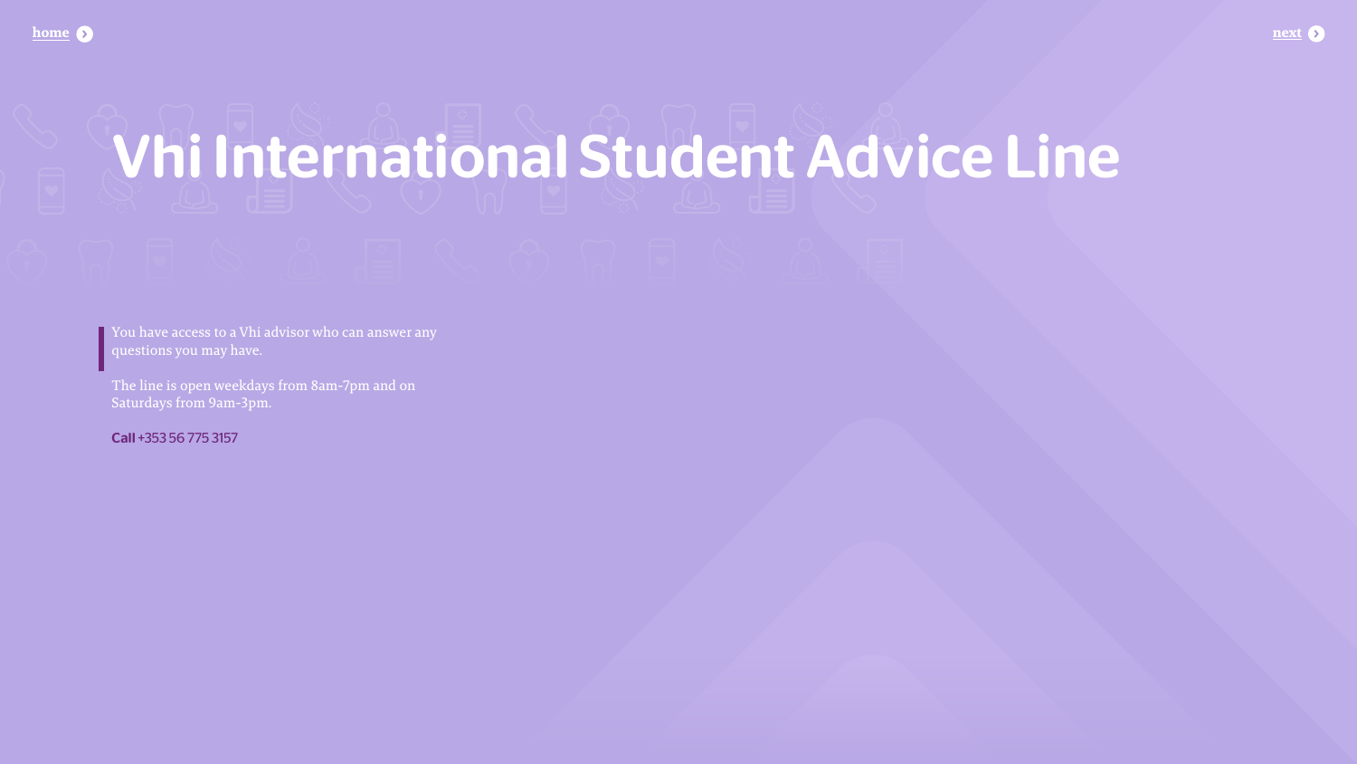# Vhi International Student Advice Line

You have access to a Vhi advisor who can answer any questions you may have.

The line is open weekdays from 8am-7pm and on Saturdays from 9am-3pm.

**Call** +353 56 775 3157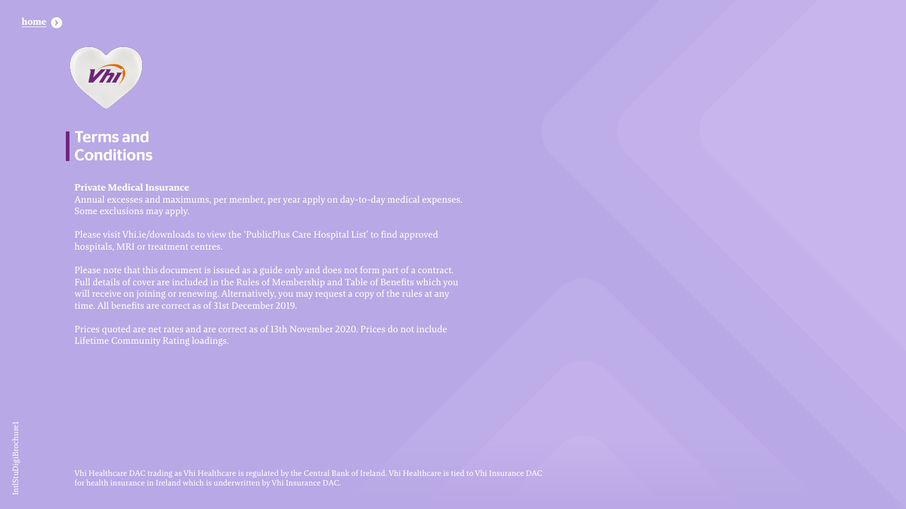home

# Terms and Conditions

**Private Medical Insurance**
Annual excesses and maximums, per member, per year apply on day-to-day medical expenses. Some exclusions may apply.

Please visit Vhi.ie/downloads to view the 'PublicPlus Care Hospital List' to find approved hospitals, MRI or treatment centres.

Please note that this document is issued as a guide only and does not form part of a contract. Full details of cover are included in the Rules of Membership and Table of Benefits which you will receive on joining or renewing. Alternatively, you may request a copy of the rules at any time. All benefits are correct as of 31st December 2019.

Prices quoted are net rates and are correct as of 13th November 2020. Prices do not include Lifetime Community Rating loadings.

Vhi Healthcare DAC trading as Vhi Healthcare is regulated by the Central Bank of Ireland. Vhi Healthcare is tied to Vhi Insurance DAC for health insurance in Ireland which is underwritten by Vhi Insurance DAC.

IntlStuDigiBrochure1